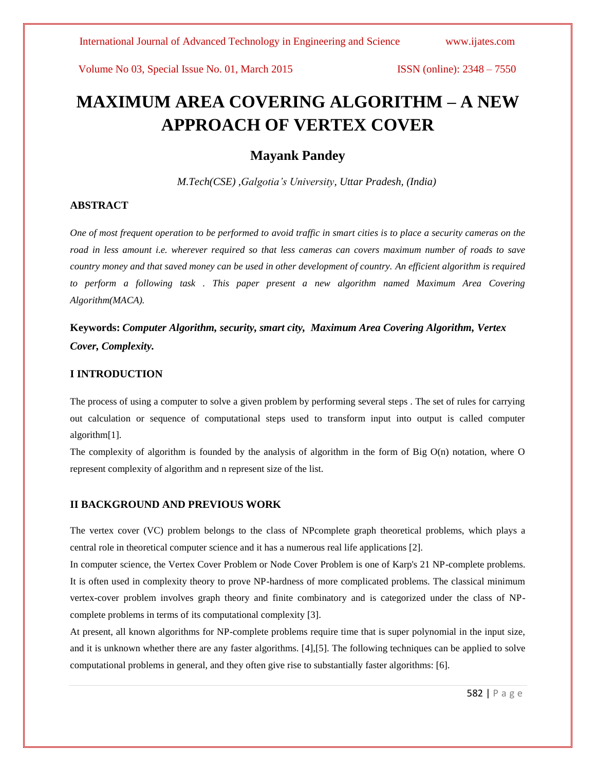# MAXIMUM AREA COVERING ALGORITHM – A NEW APPROACH OF VERTEX COVER

## Mayank Pandey

*M.Tech(CSE) ,Galgotia's University, Uttar Pradesh, (India)*

### ABSTRACT

*One of most frequent operation to be performed to avoid traffic in smart cities is to place a security cameras on the road in less amount i.e. wherever required so that less cameras can covers maximum number of roads to save country money and that saved money can be used in other development of country. An efficient algorithm is required to perform a following task . This paper present a new algorithm named Maximum Area Covering Algorithm(MACA).*

**Keywords:** ***Computer Algorithm, security, smart city, Maximum Area Covering Algorithm, Vertex Cover, Complexity.***

### I INTRODUCTION

The process of using a computer to solve a given problem by performing several steps . The set of rules for carrying out calculation or sequence of computational steps used to transform input into output is called computer algorithm[1].

The complexity of algorithm is founded by the analysis of algorithm in the form of Big O(n) notation, where O represent complexity of algorithm and n represent size of the list.

### II BACKGROUND AND PREVIOUS WORK

The vertex cover (VC) problem belongs to the class of NPcomplete graph theoretical problems, which plays a central role in theoretical computer science and it has a numerous real life applications [2].

In computer science, the Vertex Cover Problem or Node Cover Problem is one of Karp's 21 NP-complete problems. It is often used in complexity theory to prove NP-hardness of more complicated problems. The classical minimum vertex-cover problem involves graph theory and finite combinatory and is categorized under the class of NP-complete problems in terms of its computational complexity [3].

At present, all known algorithms for NP-complete problems require time that is super polynomial in the input size, and it is unknown whether there are any faster algorithms. [4],[5]. The following techniques can be applied to solve computational problems in general, and they often give rise to substantially faster algorithms: [6].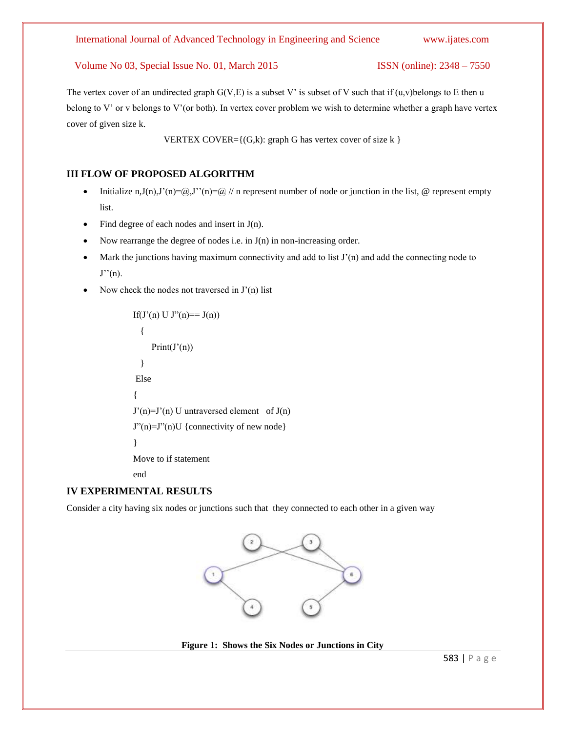The vertex cover of an undirected graph G(V,E) is a subset V' is subset of V such that if (u,v)belongs to E then u belong to V' or v belongs to V'(or both). In vertex cover problem we wish to determine whether a graph have vertex cover of given size k.

VERTEX COVER={(G,k): graph G has vertex cover of size k }

## III FLOW OF PROPOSED ALGORITHM

- Initialize n,J(n),J'(n)=@,J''(n)=@ // n represent number of node or junction in the list, @ represent empty list.
- Find degree of each nodes and insert in J(n).
- Now rearrange the degree of nodes i.e. in J(n) in non-increasing order.
- Mark the junctions having maximum connectivity and add to list J'(n) and add the connecting node to J''(n).
- Now check the nodes not traversed in J'(n) list

```
If(J'(n) U J"(n)== J(n))
  {
     Print(J'(n))
  }
 Else
{
J'(n)=J'(n) U untraversed element   of J(n)
J"(n)=J"(n)U {connectivity of new node}
}
Move to if statement
end
```

## IV EXPERIMENTAL RESULTS

Consider a city having six nodes or junctions such that they connected to each other in a given way

**Figure 1: Shows the Six Nodes or Junctions in City**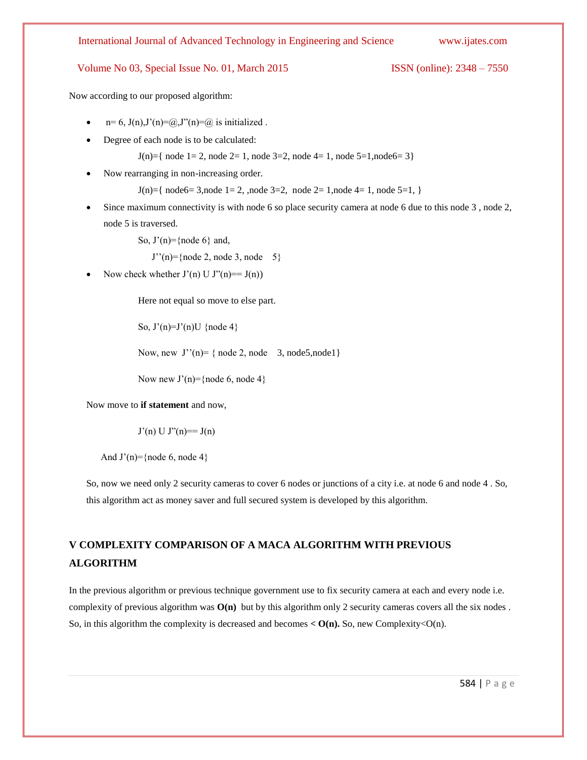Now according to our proposed algorithm:

- n= 6, J(n),J'(n)=@,J"(n)=@ is initialized .
- Degree of each node is to be calculated:

  J(n)={ node 1= 2, node 2= 1, node 3=2, node 4= 1, node 5=1,node6= 3}

- Now rearranging in non-increasing order.

  J(n)={ node6= 3,node 1= 2, ,node 3=2, node 2= 1,node 4= 1, node 5=1, }

- Since maximum connectivity is with node 6 so place security camera at node 6 due to this node 3 , node 2, node 5 is traversed.

  So, J'(n)={node 6} and,

  J''(n)={node 2, node 3, node 5}

- Now check whether J'(n) U J"(n)== J(n))

  Here not equal so move to else part.

  So, J'(n)=J'(n)U {node 4}

  Now, new J''(n)= { node 2, node 3, node5,node1}

  Now new J'(n)={node 6, node 4}

Now move to **if statement** and now,

J'(n) U J"(n)== J(n)

And J'(n)={node 6, node 4}

So, now we need only 2 security cameras to cover 6 nodes or junctions of a city i.e. at node 6 and node 4 . So, this algorithm act as money saver and full secured system is developed by this algorithm.

## V COMPLEXITY COMPARISON OF A MACA ALGORITHM WITH PREVIOUS ALGORITHM

In the previous algorithm or previous technique government use to fix security camera at each and every node i.e. complexity of previous algorithm was **O(n)** but by this algorithm only 2 security cameras covers all the six nodes . So, in this algorithm the complexity is decreased and becomes **< O(n).** So, new Complexity<O(n).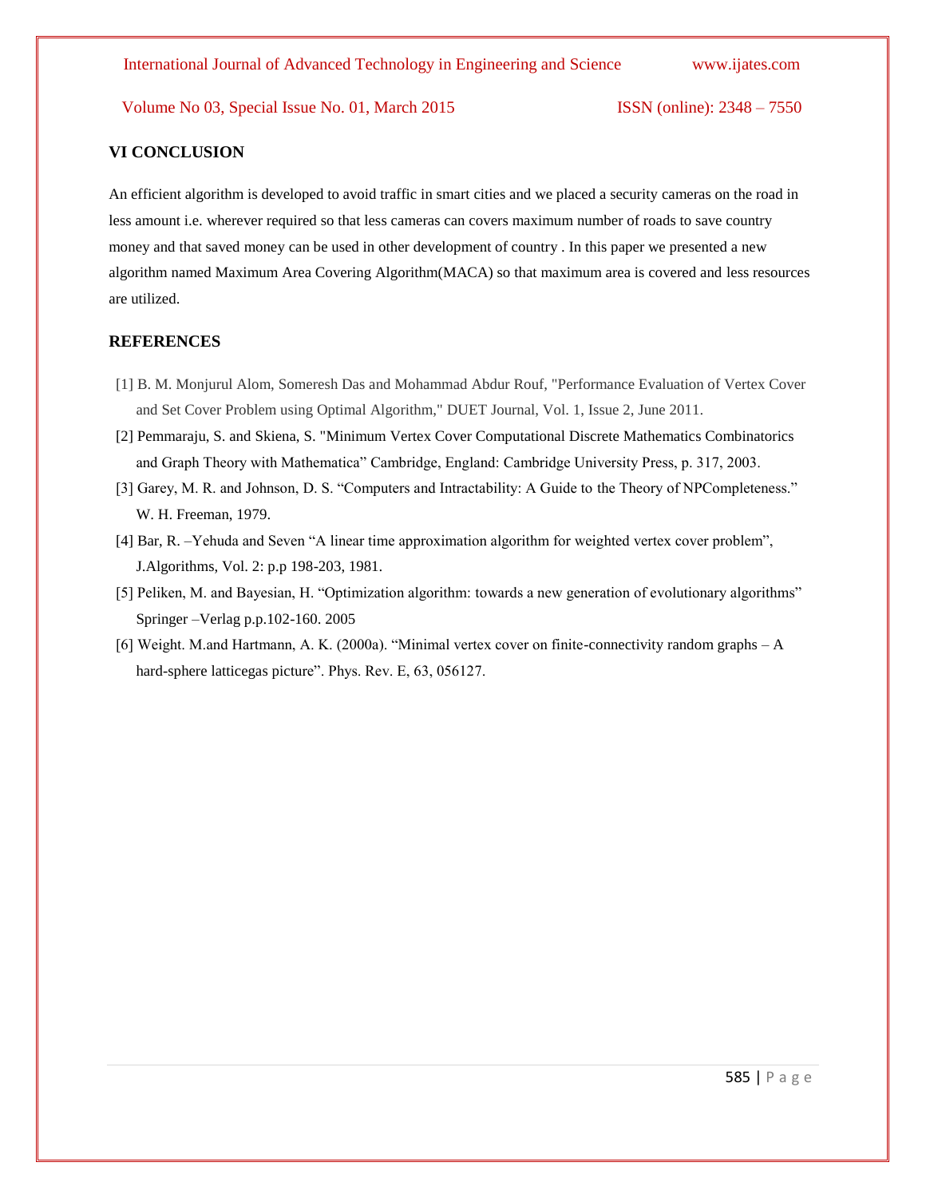## VI CONCLUSION

An efficient algorithm is developed to avoid traffic in smart cities and we placed a security cameras on the road in less amount i.e. wherever required so that less cameras can covers maximum number of roads to save country money and that saved money can be used in other development of country . In this paper we presented a new algorithm named Maximum Area Covering Algorithm(MACA) so that maximum area is covered and less resources are utilized.

## REFERENCES

[1] B. M. Monjurul Alom, Someresh Das and Mohammad Abdur Rouf, "Performance Evaluation of Vertex Cover and Set Cover Problem using Optimal Algorithm," DUET Journal, Vol. 1, Issue 2, June 2011.

[2] Pemmaraju, S. and Skiena, S. "Minimum Vertex Cover Computational Discrete Mathematics Combinatorics and Graph Theory with Mathematica" Cambridge, England: Cambridge University Press, p. 317, 2003.

[3] Garey, M. R. and Johnson, D. S. "Computers and Intractability: A Guide to the Theory of NPCompleteness." W. H. Freeman, 1979.

[4] Bar, R. –Yehuda and Seven "A linear time approximation algorithm for weighted vertex cover problem", J.Algorithms, Vol. 2: p.p 198-203, 1981.

[5] Peliken, M. and Bayesian, H. "Optimization algorithm: towards a new generation of evolutionary algorithms" Springer –Verlag p.p.102-160. 2005

[6] Weight. M.and Hartmann, A. K. (2000a). "Minimal vertex cover on finite-connectivity random graphs – A hard-sphere latticegas picture". Phys. Rev. E, 63, 056127.